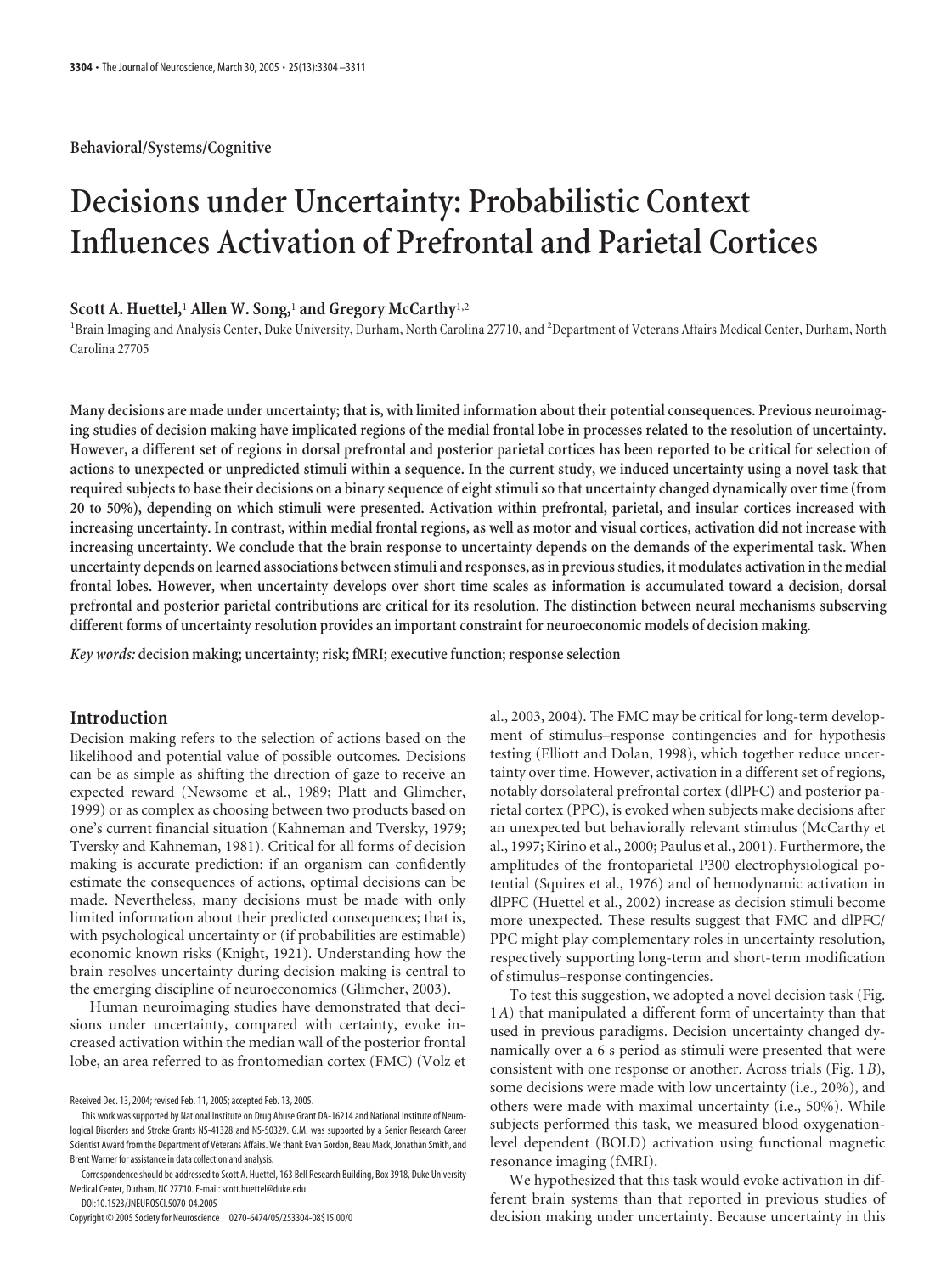Behavioral/Systems/Cognitive

# Decisions under Uncertainty: Probabilistic Context Influences Activation of Prefrontal and Parietal Cortices

**Scott A. Huettel,[1] Allen W. Song,[1] and Gregory McCarthy[1,2]**

[1]Brain Imaging and Analysis Center, Duke University, Durham, North Carolina 27710, and [2]Department of Veterans Affairs Medical Center, Durham, North Carolina 27705

**Many decisions are made under uncertainty; that is, with limited information about their potential consequences. Previous neuroimaging studies of decision making have implicated regions of the medial frontal lobe in processes related to the resolution of uncertainty. However, a different set of regions in dorsal prefrontal and posterior parietal cortices has been reported to be critical for selection of actions to unexpected or unpredicted stimuli within a sequence. In the current study, we induced uncertainty using a novel task that required subjects to base their decisions on a binary sequence of eight stimuli so that uncertainty changed dynamically over time (from 20 to 50%), depending on which stimuli were presented. Activation within prefrontal, parietal, and insular cortices increased with increasing uncertainty. In contrast, within medial frontal regions, as well as motor and visual cortices, activation did not increase with increasing uncertainty. We conclude that the brain response to uncertainty depends on the demands of the experimental task. When uncertainty depends on learned associations between stimuli and responses, as in previous studies, it modulates activation in the medial frontal lobes. However, when uncertainty develops over short time scales as information is accumulated toward a decision, dorsal prefrontal and posterior parietal contributions are critical for its resolution. The distinction between neural mechanisms subserving different forms of uncertainty resolution provides an important constraint for neuroeconomic models of decision making.**

***Key words:*** **decision making; uncertainty; risk; fMRI; executive function; response selection**

## Introduction

Decision making refers to the selection of actions based on the likelihood and potential value of possible outcomes. Decisions can be as simple as shifting the direction of gaze to receive an expected reward (Newsome et al., 1989; Platt and Glimcher, 1999) or as complex as choosing between two products based on one's current financial situation (Kahneman and Tversky, 1979; Tversky and Kahneman, 1981). Critical for all forms of decision making is accurate prediction: if an organism can confidently estimate the consequences of actions, optimal decisions can be made. Nevertheless, many decisions must be made with only limited information about their predicted consequences; that is, with psychological uncertainty or (if probabilities are estimable) economic known risks (Knight, 1921). Understanding how the brain resolves uncertainty during decision making is central to the emerging discipline of neuroeconomics (Glimcher, 2003).

Human neuroimaging studies have demonstrated that decisions under uncertainty, compared with certainty, evoke increased activation within the median wall of the posterior frontal lobe, an area referred to as frontomedian cortex (FMC) (Volz et al., 2003, 2004). The FMC may be critical for long-term development of stimulus–response contingencies and for hypothesis testing (Elliott and Dolan, 1998), which together reduce uncertainty over time. However, activation in a different set of regions, notably dorsolateral prefrontal cortex (dlPFC) and posterior parietal cortex (PPC), is evoked when subjects make decisions after an unexpected but behaviorally relevant stimulus (McCarthy et al., 1997; Kirino et al., 2000; Paulus et al., 2001). Furthermore, the amplitudes of the frontoparietal P300 electrophysiological potential (Squires et al., 1976) and of hemodynamic activation in dlPFC (Huettel et al., 2002) increase as decision stimuli become more unexpected. These results suggest that FMC and dlPFC/PPC might play complementary roles in uncertainty resolution, respectively supporting long-term and short-term modification of stimulus–response contingencies.

To test this suggestion, we adopted a novel decision task (Fig. 1*A*) that manipulated a different form of uncertainty than that used in previous paradigms. Decision uncertainty changed dynamically over a 6 s period as stimuli were presented that were consistent with one response or another. Across trials (Fig. 1*B*), some decisions were made with low uncertainty (i.e., 20%), and others were made with maximal uncertainty (i.e., 50%). While subjects performed this task, we measured blood oxygenation-level dependent (BOLD) activation using functional magnetic resonance imaging (fMRI).

We hypothesized that this task would evoke activation in different brain systems than that reported in previous studies of decision making under uncertainty. Because uncertainty in this

Received Dec. 13, 2004; revised Feb. 11, 2005; accepted Feb. 13, 2005.

This work was supported by National Institute on Drug Abuse Grant DA-16214 and National Institute of Neurological Disorders and Stroke Grants NS-41328 and NS-50329. G.M. was supported by a Senior Research Career Scientist Award from the Department of Veterans Affairs. We thank Evan Gordon, Beau Mack, Jonathan Smith, and Brent Warner for assistance in data collection and analysis.

Correspondence should be addressed to Scott A. Huettel, 163 Bell Research Building, Box 3918, Duke University Medical Center, Durham, NC 27710. E-mail: scott.huettel@duke.edu.

DOI:10.1523/JNEUROSCI.5070-04.2005

Copyright © 2005 Society for Neuroscience 0270-6474/05/253304-08$15.00/0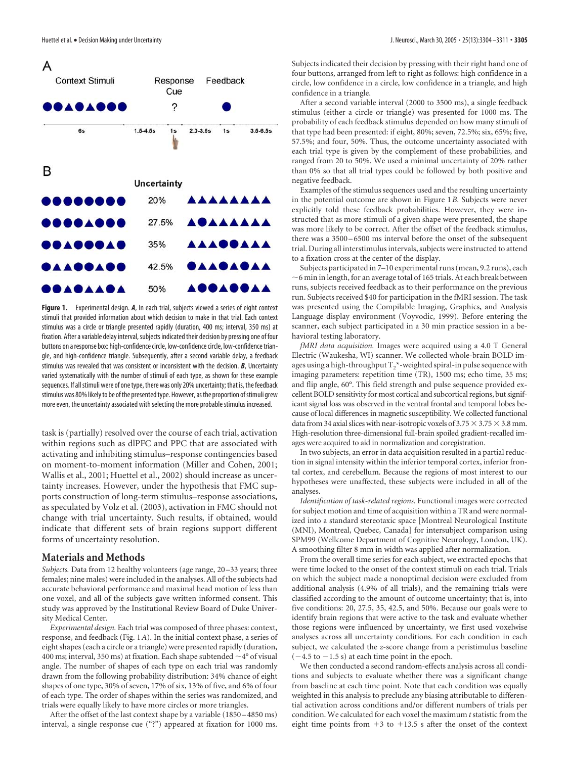**Figure 1.** Experimental design. ***A***, In each trial, subjects viewed a series of eight context stimuli that provided information about which decision to make in that trial. Each context stimulus was a circle or triangle presented rapidly (duration, 400 ms; interval, 350 ms) at fixation. After a variable delay interval, subjects indicated their decision by pressing one of four buttons on a response box: high-confidence circle, low-confidence circle, low-confidence triangle, and high-confidence triangle. Subsequently, after a second variable delay, a feedback stimulus was revealed that was consistent or inconsistent with the decision. ***B***, Uncertainty varied systematically with the number of stimuli of each type, as shown for these example sequences. If all stimuli were of one type, there was only 20% uncertainty; that is, the feedback stimulus was 80% likely to be of the presented type. However, as the proportion of stimuli grew more even, the uncertainty associated with selecting the more probable stimulus increased.

task is (partially) resolved over the course of each trial, activation within regions such as dlPFC and PPC that are associated with activating and inhibiting stimulus–response contingencies based on moment-to-moment information (Miller and Cohen, 2001; Wallis et al., 2001; Huettel et al., 2002) should increase as uncertainty increases. However, under the hypothesis that FMC supports construction of long-term stimulus–response associations, as speculated by Volz et al. (2003), activation in FMC should not change with trial uncertainty. Such results, if obtained, would indicate that different sets of brain regions support different forms of uncertainty resolution.

## Materials and Methods

*Subjects.* Data from 12 healthy volunteers (age range, 20–33 years; three females; nine males) were included in the analyses. All of the subjects had accurate behavioral performance and maximal head motion of less than one voxel, and all of the subjects gave written informed consent. This study was approved by the Institutional Review Board of Duke University Medical Center.

*Experimental design.* Each trial was composed of three phases: context, response, and feedback (Fig. 1*A*). In the initial context phase, a series of eight shapes (each a circle or a triangle) were presented rapidly (duration, 400 ms; interval, 350 ms) at fixation. Each shape subtended ~4° of visual angle. The number of shapes of each type on each trial was randomly drawn from the following probability distribution: 34% chance of eight shapes of one type, 30% of seven, 17% of six, 13% of five, and 6% of four of each type. The order of shapes within the series was randomized, and trials were equally likely to have more circles or more triangles.

After the offset of the last context shape by a variable (1850–4850 ms) interval, a single response cue ("?") appeared at fixation for 1000 ms. Subjects indicated their decision by pressing with their right hand one of four buttons, arranged from left to right as follows: high confidence in a circle, low confidence in a circle, low confidence in a triangle, and high confidence in a triangle.

After a second variable interval (2000 to 3500 ms), a single feedback stimulus (either a circle or triangle) was presented for 1000 ms. The probability of each feedback stimulus depended on how many stimuli of that type had been presented: if eight, 80%; seven, 72.5%; six, 65%; five, 57.5%; and four, 50%. Thus, the outcome uncertainty associated with each trial type is given by the complement of these probabilities, and ranged from 20 to 50%. We used a minimal uncertainty of 20% rather than 0% so that all trial types could be followed by both positive and negative feedback.

Examples of the stimulus sequences used and the resulting uncertainty in the potential outcome are shown in Figure 1*B*. Subjects were never explicitly told these feedback probabilities. However, they were instructed that as more stimuli of a given shape were presented, the shape was more likely to be correct. After the offset of the feedback stimulus, there was a 3500–6500 ms interval before the onset of the subsequent trial. During all interstimulus intervals, subjects were instructed to attend to a fixation cross at the center of the display.

Subjects participated in 7–10 experimental runs (mean, 9.2 runs), each ~6 min in length, for an average total of 165 trials. At each break between runs, subjects received feedback as to their performance on the previous run. Subjects received $40 for participation in the fMRI session. The task was presented using the Compilable Imaging, Graphics, and Analysis Language display environment (Voyvodic, 1999). Before entering the scanner, each subject participated in a 30 min practice session in a behavioral testing laboratory.

*fMRI data acquisition.* Images were acquired using a 4.0 T General Electric (Waukesha, WI) scanner. We collected whole-brain BOLD images using a high-throughput $T_2$*-weighted spiral-in pulse sequence with imaging parameters: repetition time (TR), 1500 ms; echo time, 35 ms; and flip angle, 60°. This field strength and pulse sequence provided excellent BOLD sensitivity for most cortical and subcortical regions, but significant signal loss was observed in the ventral frontal and temporal lobes because of local differences in magnetic susceptibility. We collected functional data from 34 axial slices with near-isotropic voxels of 3.75 × 3.75 × 3.8 mm. High-resolution three-dimensional full-brain spoiled gradient-recalled images were acquired to aid in normalization and coregistration.

In two subjects, an error in data acquisition resulted in a partial reduction in signal intensity within the inferior temporal cortex, inferior frontal cortex, and cerebellum. Because the regions of most interest to our hypotheses were unaffected, these subjects were included in all of the analyses.

*Identification of task-related regions.* Functional images were corrected for subject motion and time of acquisition within a TR and were normalized into a standard stereotaxic space [Montreal Neurological Institute (MNI), Montreal, Quebec, Canada] for intersubject comparison using SPM99 (Wellcome Department of Cognitive Neurology, London, UK). A smoothing filter 8 mm in width was applied after normalization.

From the overall time series for each subject, we extracted epochs that were time locked to the onset of the context stimuli on each trial. Trials on which the subject made a nonoptimal decision were excluded from additional analysis (4.9% of all trials), and the remaining trials were classified according to the amount of outcome uncertainty; that is, into five conditions: 20, 27.5, 35, 42.5, and 50%. Because our goals were to identify brain regions that were active to the task and evaluate whether those regions were influenced by uncertainty, we first used voxelwise analyses across all uncertainty conditions. For each condition in each subject, we calculated the *z*-score change from a peristimulus baseline (−4.5 to −1.5 s) at each time point in the epoch.

We then conducted a second random-effects analysis across all conditions and subjects to evaluate whether there was a significant change from baseline at each time point. Note that each condition was equally weighted in this analysis to preclude any biasing attributable to differential activation across conditions and/or different numbers of trials per condition. We calculated for each voxel the maximum *t* statistic from the eight time points from +3 to +13.5 s after the onset of the context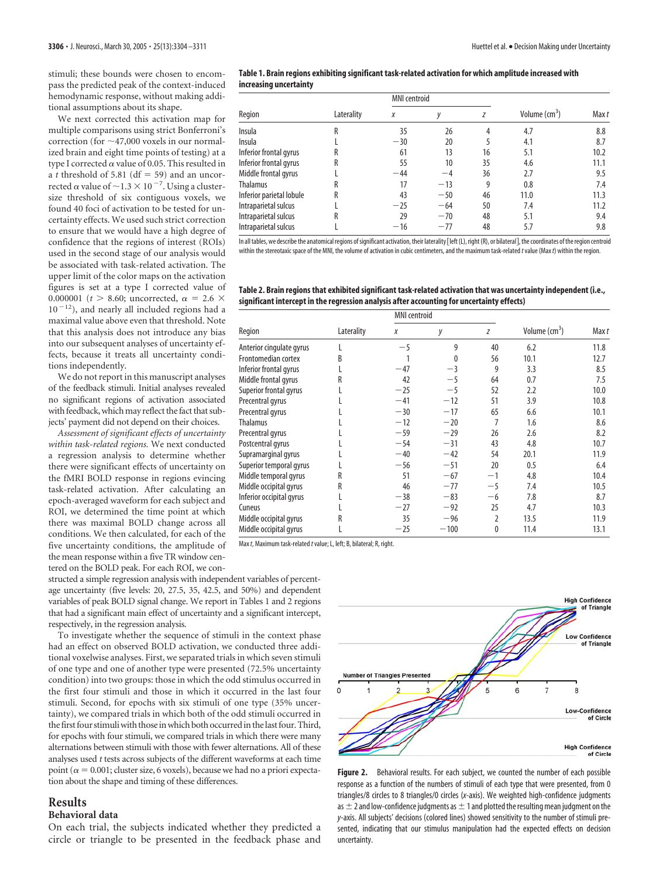stimuli; these bounds were chosen to encompass the predicted peak of the context-induced hemodynamic response, without making additional assumptions about its shape.

We next corrected this activation map for multiple comparisons using strict Bonferroni's correction (for ~47,000 voxels in our normalized brain and eight time points of testing) at a type I corrected $\alpha$ value of 0.05. This resulted in a $t$ threshold of 5.81 (df = 59) and an uncorrected $\alpha$ value of $\sim 1.3 \times 10^{-7}$. Using a cluster-size threshold of six contiguous voxels, we found 40 foci of activation to be tested for uncertainty effects. We used such strict correction to ensure that we would have a high degree of confidence that the regions of interest (ROIs) used in the second stage of our analysis would be associated with task-related activation. The upper limit of the color maps on the activation figures is set at a type I corrected value of 0.000001 ($t > 8.60$; uncorrected, $\alpha = 2.6 \times 10^{-12}$), and nearly all included regions had a maximal value above even that threshold. Note that this analysis does not introduce any bias into our subsequent analyses of uncertainty effects, because it treats all uncertainty conditions independently.

We do not report in this manuscript analyses of the feedback stimuli. Initial analyses revealed no significant regions of activation associated with feedback, which may reflect the fact that subjects' payment did not depend on their choices.

*Assessment of significant effects of uncertainty within task-related regions.* We next conducted a regression analysis to determine whether there were significant effects of uncertainty on the fMRI BOLD response in regions evincing task-related activation. After calculating an epoch-averaged waveform for each subject and ROI, we determined the time point at which there was maximal BOLD change across all conditions. We then calculated, for each of the five uncertainty conditions, the amplitude of the mean response within a five TR window centered on the BOLD peak. For each ROI, we constructed a simple regression analysis with independent variables of percentage uncertainty (five levels: 20, 27.5, 35, 42.5, and 50%) and dependent variables of peak BOLD signal change. We report in Tables 1 and 2 regions that had a significant main effect of uncertainty and a significant intercept, respectively, in the regression analysis.

To investigate whether the sequence of stimuli in the context phase had an effect on observed BOLD activation, we conducted three additional voxelwise analyses. First, we separated trials in which seven stimuli of one type and one of another type were presented (72.5% uncertainty condition) into two groups: those in which the odd stimulus occurred in the first four stimuli and those in which it occurred in the last four stimuli. Second, for epochs with six stimuli of one type (35% uncertainty), we compared trials in which both of the odd stimuli occurred in the first four stimuli with those in which both occurred in the last four. Third, for epochs with four stimuli, we compared trials in which there were many alternations between stimuli with those with fewer alternations. All of these analyses used $t$ tests across subjects of the different waveforms at each time point ($\alpha = 0.001$; cluster size, 6 voxels), because we had no a priori expectation about the shape and timing of these differences.

**Table 1. Brain regions exhibiting significant task-related activation for which amplitude increased with increasing uncertainty**

| Region | Laterality | MNI centroid $x$ | $y$ | $z$ | Volume (cm$^3$) | Max $t$ |
|---|---|---|---|---|---|---|
| Insula | R | 35 | 26 | 4 | 4.7 | 8.8 |
| Insula | L | −30 | 20 | 5 | 4.1 | 8.7 |
| Inferior frontal gyrus | R | 61 | 13 | 16 | 5.1 | 10.2 |
| Inferior frontal gyrus | R | 55 | 10 | 35 | 4.6 | 11.1 |
| Middle frontal gyrus | L | −44 | −4 | 36 | 2.7 | 9.5 |
| Thalamus | R | 17 | −13 | 9 | 0.8 | 7.4 |
| Inferior parietal lobule | R | 43 | −50 | 46 | 11.0 | 11.3 |
| Intraparietal sulcus | L | −25 | −64 | 50 | 7.4 | 11.2 |
| Intraparietal sulcus | R | 29 | −70 | 48 | 5.1 | 9.4 |
| Intraparietal sulcus | L | −16 | −77 | 48 | 5.7 | 9.8 |

In all tables, we describe the anatomical regions of significant activation, their laterality [left (L), right (R), or bilateral], the coordinates of the region centroid within the stereotaxic space of the MNI, the volume of activation in cubic centimeters, and the maximum task-related $t$ value (Max $t$) within the region.

**Table 2. Brain regions that exhibited significant task-related activation that was uncertainty independent (i.e., significant intercept in the regression analysis after accounting for uncertainty effects)**

| Region | Laterality | MNI centroid $x$ | $y$ | $z$ | Volume (cm$^3$) | Max $t$ |
|---|---|---|---|---|---|---|
| Anterior cingulate gyrus | L | −5 | 9 | 40 | 6.2 | 11.8 |
| Frontomedian cortex | B | 1 | 0 | 56 | 10.1 | 12.7 |
| Inferior frontal gyrus | L | −47 | −3 | 9 | 3.3 | 8.5 |
| Middle frontal gyrus | R | 42 | −5 | 64 | 0.7 | 7.5 |
| Superior frontal gyrus | L | −25 | −5 | 52 | 2.2 | 10.0 |
| Precentral gyrus | L | −41 | −12 | 51 | 3.9 | 10.8 |
| Precentral gyrus | L | −30 | −17 | 65 | 6.6 | 10.1 |
| Thalamus | L | −12 | −20 | 7 | 1.6 | 8.6 |
| Precentral gyrus | L | −59 | −29 | 26 | 2.6 | 8.2 |
| Postcentral gyrus | L | −54 | −31 | 43 | 4.8 | 10.7 |
| Supramarginal gyrus | L | −40 | −42 | 54 | 20.1 | 11.9 |
| Superior temporal gyrus | L | −56 | −51 | 20 | 0.5 | 6.4 |
| Middle temporal gyrus | R | 51 | −67 | −1 | 4.8 | 10.4 |
| Middle occipital gyrus | R | 46 | −77 | −5 | 7.4 | 10.5 |
| Inferior occipital gyrus | L | −38 | −83 | −6 | 7.8 | 8.7 |
| Cuneus | L | −27 | −92 | 25 | 4.7 | 10.3 |
| Middle occipital gyrus | R | 35 | −96 | 2 | 13.5 | 11.9 |
| Middle occipital gyrus | L | −25 | −100 | 0 | 11.4 | 13.1 |

Max $t$, Maximum task-related $t$ value; L, left; B, bilateral; R, right.

**Figure 2.** Behavioral results. For each subject, we counted the number of each possible response as a function of the numbers of stimuli of each type that were presented, from 0 triangles/8 circles to 8 triangles/0 circles ($x$-axis). We weighted high-confidence judgments as ± 2 and low-confidence judgments as ± 1 and plotted the resulting mean judgment on the $y$-axis. All subjects' decisions (colored lines) showed sensitivity to the number of stimuli presented, indicating that our stimulus manipulation had the expected effects on decision uncertainty.

## Results

### Behavioral data

On each trial, the subjects indicated whether they predicted a circle or triangle to be presented in the feedback phase and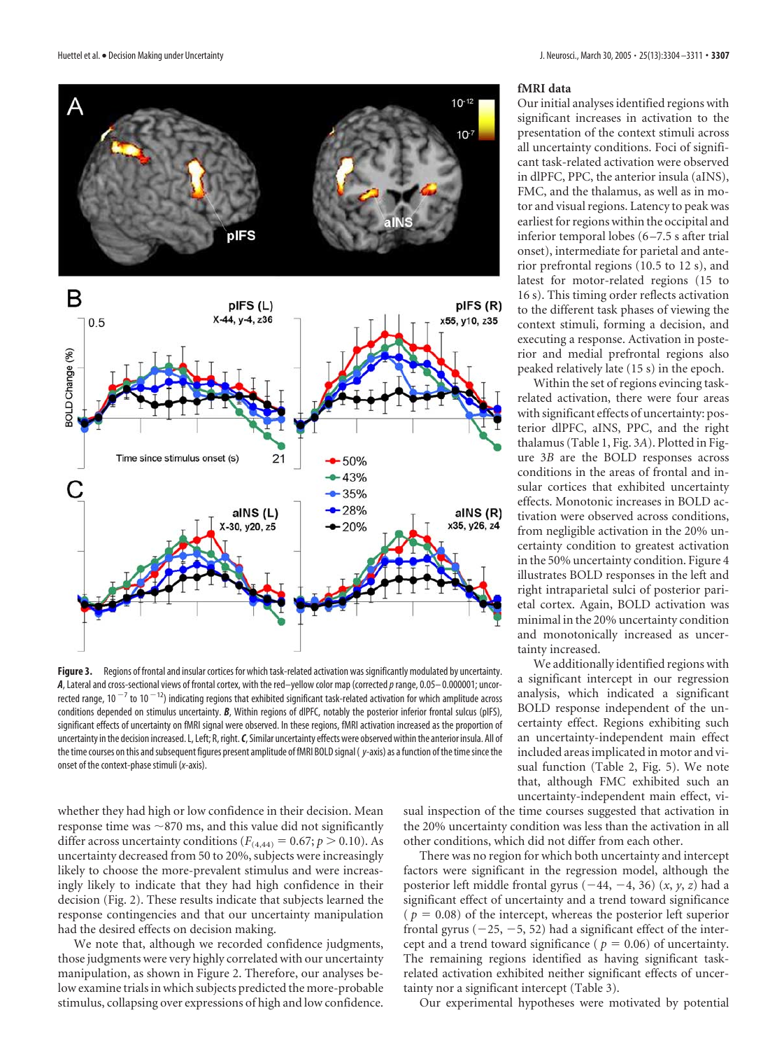**Figure 3.** Regions of frontal and insular cortices for which task-related activation was significantly modulated by uncertainty. ***A***, Lateral and cross-sectional views of frontal cortex, with the red–yellow color map (corrected $p$ range, 0.05–0.000001; uncorrected range, $10^{-7}$ to $10^{-12}$) indicating regions that exhibited significant task-related activation for which amplitude across conditions depended on stimulus uncertainty. ***B***, Within regions of dlPFC, notably the posterior inferior frontal sulcus (pIFS), significant effects of uncertainty on fMRI signal were observed. In these regions, fMRI activation increased as the proportion of uncertainty in the decision increased. L, Left; R, right. ***C***, Similar uncertainty effects were observed within the anterior insula. All of the time courses on this and subsequent figures present amplitude of fMRI BOLD signal ( $y$-axis) as a function of the time since the onset of the context-phase stimuli ($x$-axis).

whether they had high or low confidence in their decision. Mean response time was ~870 ms, and this value did not significantly differ across uncertainty conditions ($F_{(4,44)} = 0.67$; $p > 0.10$). As uncertainty decreased from 50 to 20%, subjects were increasingly likely to choose the more-prevalent stimulus and were increasingly likely to indicate that they had high confidence in their decision (Fig. 2). These results indicate that subjects learned the response contingencies and that our uncertainty manipulation had the desired effects on decision making.

We note that, although we recorded confidence judgments, those judgments were very highly correlated with our uncertainty manipulation, as shown in Figure 2. Therefore, our analyses below examine trials in which subjects predicted the more-probable stimulus, collapsing over expressions of high and low confidence.

### fMRI data

Our initial analyses identified regions with significant increases in activation to the presentation of the context stimuli across all uncertainty conditions. Foci of significant task-related activation were observed in dlPFC, PPC, the anterior insula (aINS), FMC, and the thalamus, as well as in motor and visual regions. Latency to peak was earliest for regions within the occipital and inferior temporal lobes (6–7.5 s after trial onset), intermediate for parietal and anterior prefrontal regions (10.5 to 12 s), and latest for motor-related regions (15 to 16 s). This timing order reflects activation to the different task phases of viewing the context stimuli, forming a decision, and executing a response. Activation in posterior and medial prefrontal regions also peaked relatively late (15 s) in the epoch.

Within the set of regions evincing task-related activation, there were four areas with significant effects of uncertainty: posterior dlPFC, aINS, PPC, and the right thalamus (Table 1, Fig. 3*A*). Plotted in Figure 3*B* are the BOLD responses across conditions in the areas of frontal and insular cortices that exhibited uncertainty effects. Monotonic increases in BOLD activation were observed across conditions, from negligible activation in the 20% uncertainty condition to greatest activation in the 50% uncertainty condition. Figure 4 illustrates BOLD responses in the left and right intraparietal sulci of posterior parietal cortex. Again, BOLD activation was minimal in the 20% uncertainty condition and monotonically increased as uncertainty increased.

We additionally identified regions with a significant intercept in our regression analysis, which indicated a significant BOLD response independent of the uncertainty effect. Regions exhibiting such an uncertainty-independent main effect included areas implicated in motor and visual function (Table 2, Fig. 5). We note that, although FMC exhibited such an uncertainty-independent main effect, visual inspection of the time courses suggested that activation in the 20% uncertainty condition was less than the activation in all other conditions, which did not differ from each other.

There was no region for which both uncertainty and intercept factors were significant in the regression model, although the posterior left middle frontal gyrus (−44, −4, 36) ($x$, $y$, $z$) had a significant effect of uncertainty and a trend toward significance ($p = 0.08$) of the intercept, whereas the posterior left superior frontal gyrus (−25, −5, 52) had a significant effect of the intercept and a trend toward significance ($p = 0.06$) of uncertainty. The remaining regions identified as having significant task-related activation exhibited neither significant effects of uncertainty nor a significant intercept (Table 3).

Our experimental hypotheses were motivated by potential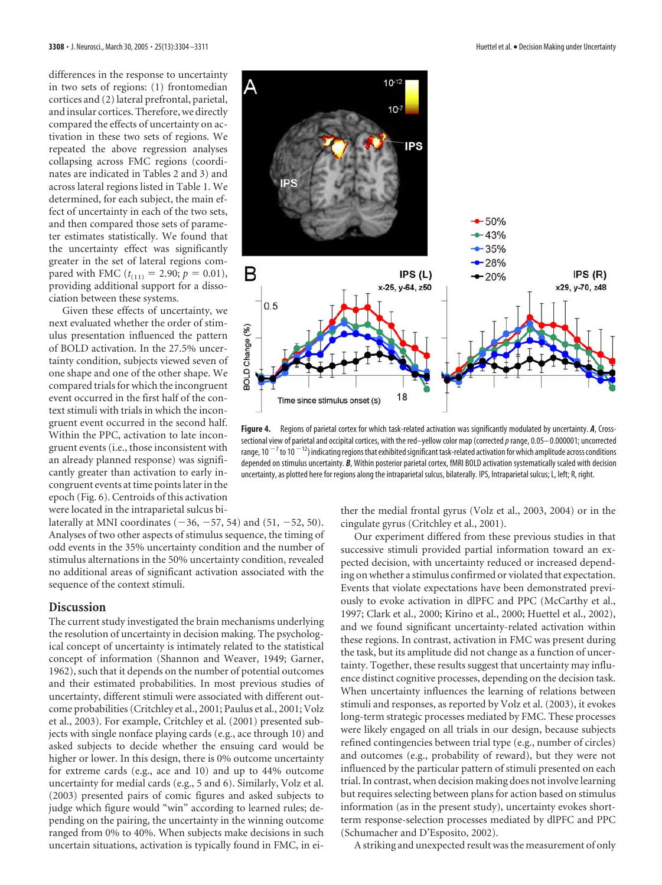differences in the response to uncertainty in two sets of regions: (1) frontomedian cortices and (2) lateral prefrontal, parietal, and insular cortices. Therefore, we directly compared the effects of uncertainty on activation in these two sets of regions. We repeated the above regression analyses collapsing across FMC regions (coordinates are indicated in Tables 2 and 3) and across lateral regions listed in Table 1. We determined, for each subject, the main effect of uncertainty in each of the two sets, and then compared those sets of parameter estimates statistically. We found that the uncertainty effect was significantly greater in the set of lateral regions compared with FMC ($t_{(11)} = 2.90$; $p = 0.01$), providing additional support for a dissociation between these systems.

Given these effects of uncertainty, we next evaluated whether the order of stimulus presentation influenced the pattern of BOLD activation. In the 27.5% uncertainty condition, subjects viewed seven of one shape and one of the other shape. We compared trials for which the incongruent event occurred in the first half of the context stimuli with trials in which the incongruent event occurred in the second half. Within the PPC, activation to late incongruent events (i.e., those inconsistent with an already planned response) was significantly greater than activation to early incongruent events at time points later in the epoch (Fig. 6). Centroids of this activation were located in the intraparietal sulcus bilaterally at MNI coordinates (−36, −57, 54) and (51, −52, 50). Analyses of two other aspects of stimulus sequence, the timing of odd events in the 35% uncertainty condition and the number of stimulus alternations in the 50% uncertainty condition, revealed no additional areas of significant activation associated with the sequence of the context stimuli.

**Figure 4.** Regions of parietal cortex for which task-related activation was significantly modulated by uncertainty. ***A***, Cross-sectional view of parietal and occipital cortices, with the red–yellow color map (corrected *p* range, 0.05–0.000001; uncorrected range, $10^{-7}$ to $10^{-12}$) indicating regions that exhibited significant task-related activation for which amplitude across conditions depended on stimulus uncertainty. ***B***, Within posterior parietal cortex, fMRI BOLD activation systematically scaled with decision uncertainty, as plotted here for regions along the intraparietal sulcus, bilaterally. IPS, Intraparietal sulcus; L, left; R, right.

## Discussion

The current study investigated the brain mechanisms underlying the resolution of uncertainty in decision making. The psychological concept of uncertainty is intimately related to the statistical concept of information (Shannon and Weaver, 1949; Garner, 1962), such that it depends on the number of potential outcomes and their estimated probabilities. In most previous studies of uncertainty, different stimuli were associated with different outcome probabilities (Critchley et al., 2001; Paulus et al., 2001; Volz et al., 2003). For example, Critchley et al. (2001) presented subjects with single nonface playing cards (e.g., ace through 10) and asked subjects to decide whether the ensuing card would be higher or lower. In this design, there is 0% outcome uncertainty for extreme cards (e.g., ace and 10) and up to 44% outcome uncertainty for medial cards (e.g., 5 and 6). Similarly, Volz et al. (2003) presented pairs of comic figures and asked subjects to judge which figure would "win" according to learned rules; depending on the pairing, the uncertainty in the winning outcome ranged from 0% to 40%. When subjects make decisions in such uncertain situations, activation is typically found in FMC, in either the medial frontal gyrus (Volz et al., 2003, 2004) or in the cingulate gyrus (Critchley et al., 2001).

Our experiment differed from these previous studies in that successive stimuli provided partial information toward an expected decision, with uncertainty reduced or increased depending on whether a stimulus confirmed or violated that expectation. Events that violate expectations have been demonstrated previously to evoke activation in dlPFC and PPC (McCarthy et al., 1997; Clark et al., 2000; Kirino et al., 2000; Huettel et al., 2002), and we found significant uncertainty-related activation within these regions. In contrast, activation in FMC was present during the task, but its amplitude did not change as a function of uncertainty. Together, these results suggest that uncertainty may influence distinct cognitive processes, depending on the decision task. When uncertainty influences the learning of relations between stimuli and responses, as reported by Volz et al. (2003), it evokes long-term strategic processes mediated by FMC. These processes were likely engaged on all trials in our design, because subjects refined contingencies between trial type (e.g., number of circles) and outcomes (e.g., probability of reward), but they were not influenced by the particular pattern of stimuli presented on each trial. In contrast, when decision making does not involve learning but requires selecting between plans for action based on stimulus information (as in the present study), uncertainty evokes short-term response-selection processes mediated by dlPFC and PPC (Schumacher and D'Esposito, 2002).

A striking and unexpected result was the measurement of only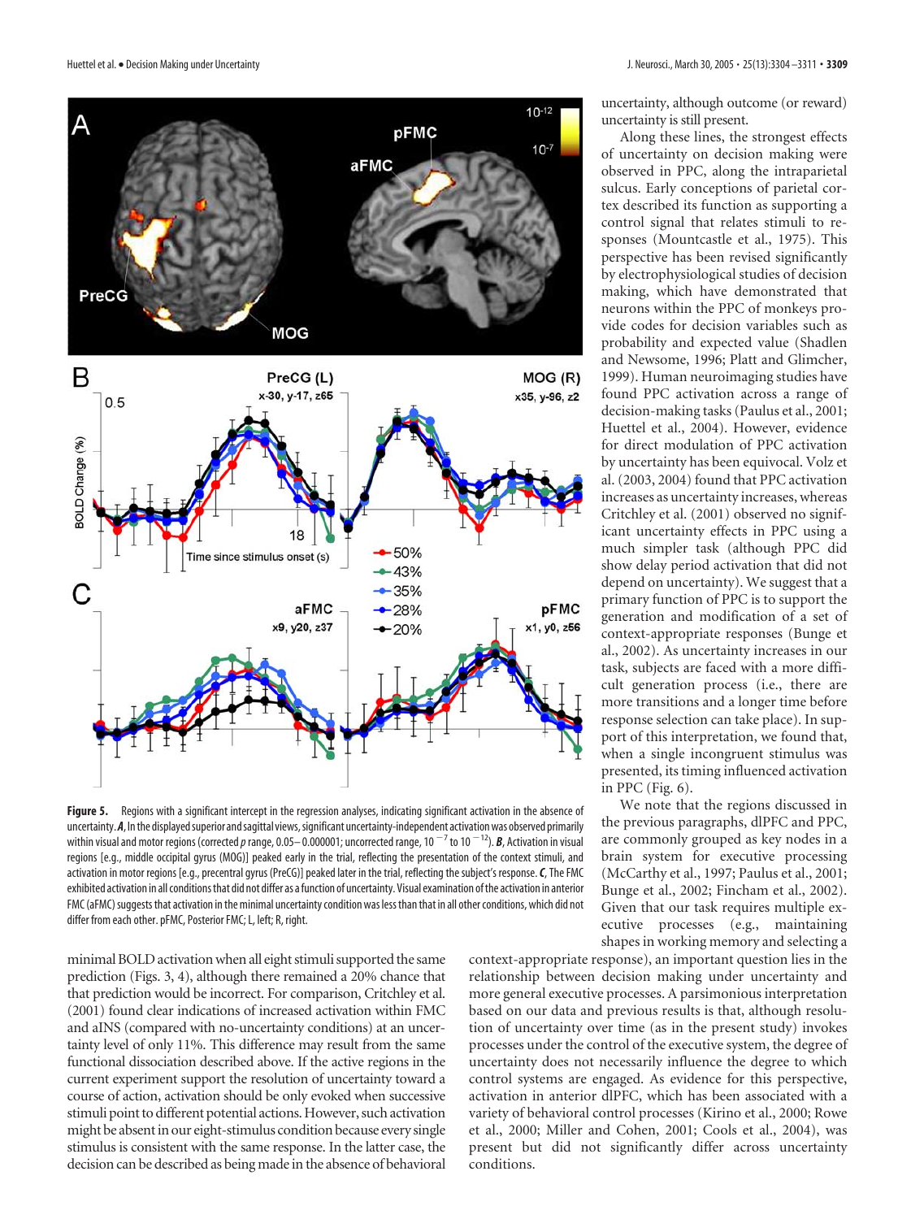**Figure 5.** Regions with a significant intercept in the regression analyses, indicating significant activation in the absence of uncertainty. ***A***, In the displayed superior and sagittal views, significant uncertainty-independent activation was observed primarily within visual and motor regions (corrected $p$ range, 0.05–0.000001; uncorrected range, $10^{-7}$ to $10^{-12}$). ***B***, Activation in visual regions [e.g., middle occipital gyrus (MOG)] peaked early in the trial, reflecting the presentation of the context stimuli, and activation in motor regions [e.g., precentral gyrus (PreCG)] peaked later in the trial, reflecting the subject's response. ***C***, The FMC exhibited activation in all conditions that did not differ as a function of uncertainty. Visual examination of the activation in anterior FMC (aFMC) suggests that activation in the minimal uncertainty condition was less than that in all other conditions, which did not differ from each other. pFMC, Posterior FMC; L, left; R, right.

minimal BOLD activation when all eight stimuli supported the same prediction (Figs. 3, 4), although there remained a 20% chance that that prediction would be incorrect. For comparison, Critchley et al. (2001) found clear indications of increased activation within FMC and aINS (compared with no-uncertainty conditions) at an uncertainty level of only 11%. This difference may result from the same functional dissociation described above. If the active regions in the current experiment support the resolution of uncertainty toward a course of action, activation should be only evoked when successive stimuli point to different potential actions. However, such activation might be absent in our eight-stimulus condition because every single stimulus is consistent with the same response. In the latter case, the decision can be described as being made in the absence of behavioral uncertainty, although outcome (or reward) uncertainty is still present.

Along these lines, the strongest effects of uncertainty on decision making were observed in PPC, along the intraparietal sulcus. Early conceptions of parietal cortex described its function as supporting a control signal that relates stimuli to responses (Mountcastle et al., 1975). This perspective has been revised significantly by electrophysiological studies of decision making, which have demonstrated that neurons within the PPC of monkeys provide codes for decision variables such as probability and expected value (Shadlen and Newsome, 1996; Platt and Glimcher, 1999). Human neuroimaging studies have found PPC activation across a range of decision-making tasks (Paulus et al., 2001; Huettel et al., 2004). However, evidence for direct modulation of PPC activation by uncertainty has been equivocal. Volz et al. (2003, 2004) found that PPC activation increases as uncertainty increases, whereas Critchley et al. (2001) observed no significant uncertainty effects in PPC using a much simpler task (although PPC did show delay period activation that did not depend on uncertainty). We suggest that a primary function of PPC is to support the generation and modification of a set of context-appropriate responses (Bunge et al., 2002). As uncertainty increases in our task, subjects are faced with a more difficult generation process (i.e., there are more transitions and a longer time before response selection can take place). In support of this interpretation, we found that, when a single incongruent stimulus was presented, its timing influenced activation in PPC (Fig. 6).

We note that the regions discussed in the previous paragraphs, dlPFC and PPC, are commonly grouped as key nodes in a brain system for executive processing (McCarthy et al., 1997; Paulus et al., 2001; Bunge et al., 2002; Fincham et al., 2002). Given that our task requires multiple executive processes (e.g., maintaining shapes in working memory and selecting a context-appropriate response), an important question lies in the relationship between decision making under uncertainty and more general executive processes. A parsimonious interpretation based on our data and previous results is that, although resolution of uncertainty over time (as in the present study) invokes processes under the control of the executive system, the degree of uncertainty does not necessarily influence the degree to which control systems are engaged. As evidence for this perspective, activation in anterior dlPFC, which has been associated with a variety of behavioral control processes (Kirino et al., 2000; Rowe et al., 2000; Miller and Cohen, 2001; Cools et al., 2004), was present but did not significantly differ across uncertainty conditions.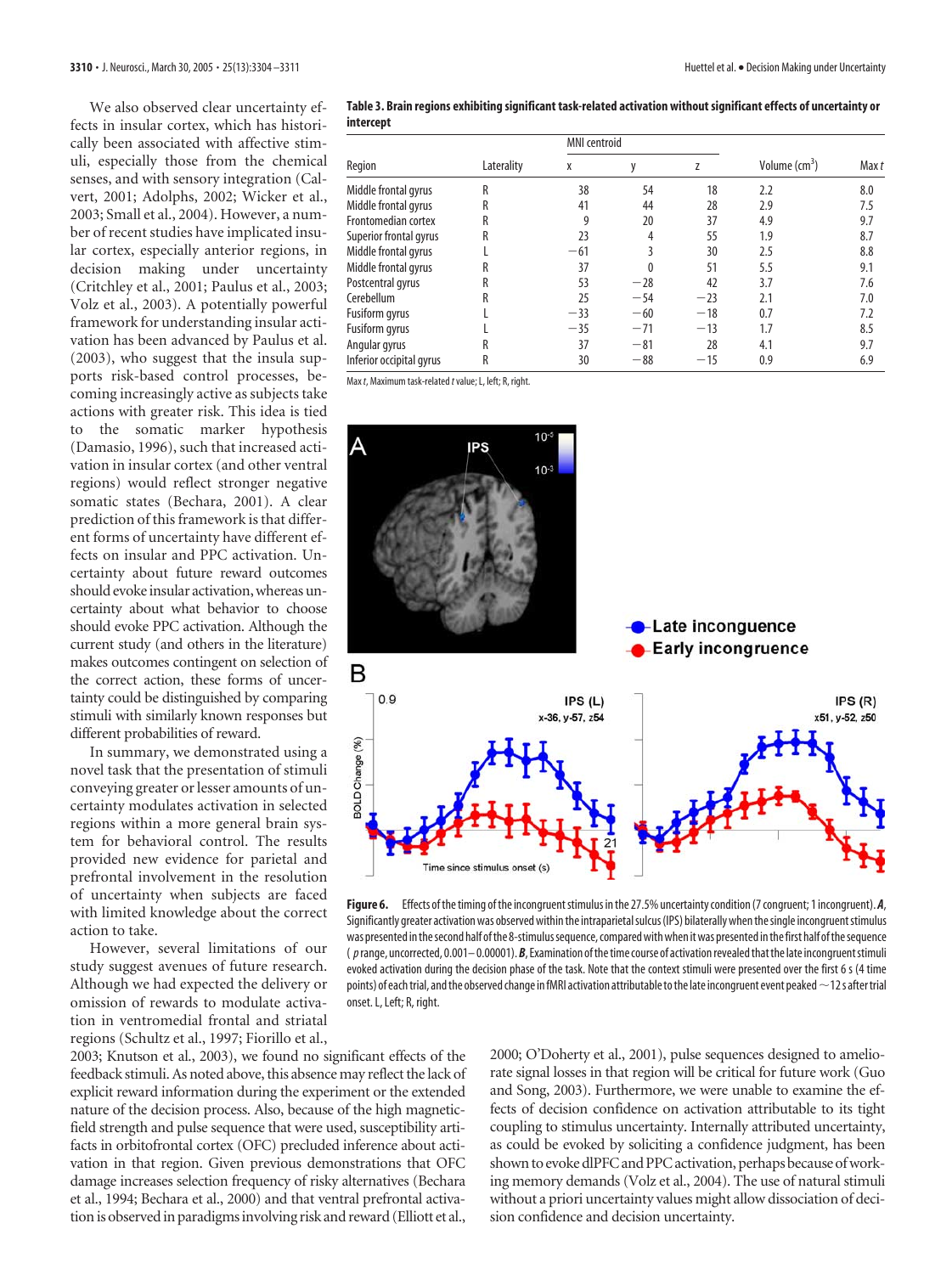We also observed clear uncertainty effects in insular cortex, which has historically been associated with affective stimuli, especially those from the chemical senses, and with sensory integration (Calvert, 2001; Adolphs, 2002; Wicker et al., 2003; Small et al., 2004). However, a number of recent studies have implicated insular cortex, especially anterior regions, in decision making under uncertainty (Critchley et al., 2001; Paulus et al., 2003; Volz et al., 2003). A potentially powerful framework for understanding insular activation has been advanced by Paulus et al. (2003), who suggest that the insula supports risk-based control processes, becoming increasingly active as subjects take actions with greater risk. This idea is tied to the somatic marker hypothesis (Damasio, 1996), such that increased activation in insular cortex (and other ventral regions) would reflect stronger negative somatic states (Bechara, 2001). A clear prediction of this framework is that different forms of uncertainty have different effects on insular and PPC activation. Uncertainty about future reward outcomes should evoke insular activation, whereas uncertainty about what behavior to choose should evoke PPC activation. Although the current study (and others in the literature) makes outcomes contingent on selection of the correct action, these forms of uncertainty could be distinguished by comparing stimuli with similarly known responses but different probabilities of reward.

In summary, we demonstrated using a novel task that the presentation of stimuli conveying greater or lesser amounts of uncertainty modulates activation in selected regions within a more general brain system for behavioral control. The results provided new evidence for parietal and prefrontal involvement in the resolution of uncertainty when subjects are faced with limited knowledge about the correct action to take.

However, several limitations of our study suggest avenues of future research. Although we had expected the delivery or omission of rewards to modulate activation in ventromedial frontal and striatal regions (Schultz et al., 1997; Fiorillo et al., 2003; Knutson et al., 2003), we found no significant effects of the feedback stimuli. As noted above, this absence may reflect the lack of explicit reward information during the experiment or the extended nature of the decision process. Also, because of the high magnetic-field strength and pulse sequence that were used, susceptibility artifacts in orbitofrontal cortex (OFC) precluded inference about activation in that region. Given previous demonstrations that OFC damage increases selection frequency of risky alternatives (Bechara et al., 1994; Bechara et al., 2000) and that ventral prefrontal activation is observed in paradigms involving risk and reward (Elliott et al., 2000; O'Doherty et al., 2001), pulse sequences designed to ameliorate signal losses in that region will be critical for future work (Guo and Song, 2003). Furthermore, we were unable to examine the effects of decision confidence on activation attributable to its tight coupling to stimulus uncertainty. Internally attributed uncertainty, as could be evoked by soliciting a confidence judgment, has been shown to evoke dlPFC and PPC activation, perhaps because of working memory demands (Volz et al., 2004). The use of natural stimuli without a priori uncertainty values might allow dissociation of decision confidence and decision uncertainty.

**Table 3. Brain regions exhibiting significant task-related activation without significant effects of uncertainty or intercept**

| Region | Laterality | MNI centroid x | y | z | Volume (cm$^3$) | Max *t* |
|---|---|---|---|---|---|---|
| Middle frontal gyrus | R | 38 | 54 | 18 | 2.2 | 8.0 |
| Middle frontal gyrus | R | 41 | 44 | 28 | 2.9 | 7.5 |
| Frontomedian cortex | R | 9 | 20 | 37 | 4.9 | 9.7 |
| Superior frontal gyrus | R | 23 | 4 | 55 | 1.9 | 8.7 |
| Middle frontal gyrus | L | −61 | 3 | 30 | 2.5 | 8.8 |
| Middle frontal gyrus | R | 37 | 0 | 51 | 5.5 | 9.1 |
| Postcentral gyrus | R | 53 | −28 | 42 | 3.7 | 7.6 |
| Cerebellum | R | 25 | −54 | −23 | 2.1 | 7.0 |
| Fusiform gyrus | L | −33 | −60 | −18 | 0.7 | 7.2 |
| Fusiform gyrus | L | −35 | −71 | −13 | 1.7 | 8.5 |
| Angular gyrus | R | 37 | −81 | 28 | 4.1 | 9.7 |
| Inferior occipital gyrus | R | 30 | −88 | −15 | 0.9 | 6.9 |

Max *t*, Maximum task-related *t* value; L, left; R, right.

**Figure 6.** Effects of the timing of the incongruent stimulus in the 27.5% uncertainty condition (7 congruent; 1 incongruent). ***A***, Significantly greater activation was observed within the intraparietal sulcus (IPS) bilaterally when the single incongruent stimulus was presented in the second half of the 8-stimulus sequence, compared with when it was presented in the first half of the sequence (*p* range, uncorrected, 0.001–0.00001). ***B***, Examination of the time course of activation revealed that the late incongruent stimuli evoked activation during the decision phase of the task. Note that the context stimuli were presented over the first 6 s (4 time points) of each trial, and the observed change in fMRI activation attributable to the late incongruent event peaked ~12 s after trial onset. L, Left; R, right.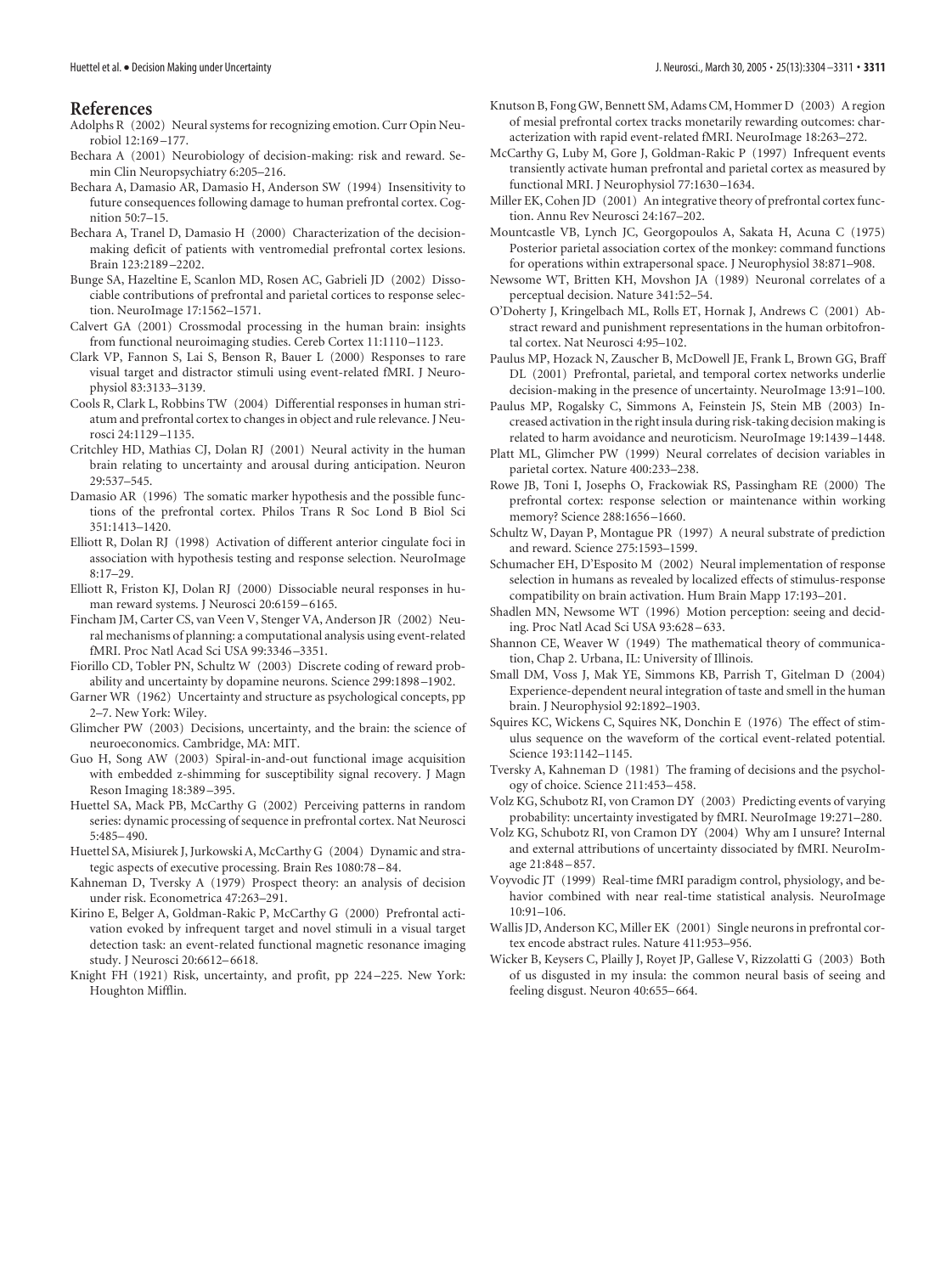## References

Adolphs R (2002) Neural systems for recognizing emotion. Curr Opin Neurobiol 12:169–177.

Bechara A (2001) Neurobiology of decision-making: risk and reward. Semin Clin Neuropsychiatry 6:205–216.

Bechara A, Damasio AR, Damasio H, Anderson SW (1994) Insensitivity to future consequences following damage to human prefrontal cortex. Cognition 50:7–15.

Bechara A, Tranel D, Damasio H (2000) Characterization of the decision-making deficit of patients with ventromedial prefrontal cortex lesions. Brain 123:2189–2202.

Bunge SA, Hazeltine E, Scanlon MD, Rosen AC, Gabrieli JD (2002) Dissociable contributions of prefrontal and parietal cortices to response selection. NeuroImage 17:1562–1571.

Calvert GA (2001) Crossmodal processing in the human brain: insights from functional neuroimaging studies. Cereb Cortex 11:1110–1123.

Clark VP, Fannon S, Lai S, Benson R, Bauer L (2000) Responses to rare visual target and distractor stimuli using event-related fMRI. J Neurophysiol 83:3133–3139.

Cools R, Clark L, Robbins TW (2004) Differential responses in human striatum and prefrontal cortex to changes in object and rule relevance. J Neurosci 24:1129–1135.

Critchley HD, Mathias CJ, Dolan RJ (2001) Neural activity in the human brain relating to uncertainty and arousal during anticipation. Neuron 29:537–545.

Damasio AR (1996) The somatic marker hypothesis and the possible functions of the prefrontal cortex. Philos Trans R Soc Lond B Biol Sci 351:1413–1420.

Elliott R, Dolan RJ (1998) Activation of different anterior cingulate foci in association with hypothesis testing and response selection. NeuroImage 8:17–29.

Elliott R, Friston KJ, Dolan RJ (2000) Dissociable neural responses in human reward systems. J Neurosci 20:6159–6165.

Fincham JM, Carter CS, van Veen V, Stenger VA, Anderson JR (2002) Neural mechanisms of planning: a computational analysis using event-related fMRI. Proc Natl Acad Sci USA 99:3346–3351.

Fiorillo CD, Tobler PN, Schultz W (2003) Discrete coding of reward probability and uncertainty by dopamine neurons. Science 299:1898–1902.

Garner WR (1962) Uncertainty and structure as psychological concepts, pp 2–7. New York: Wiley.

Glimcher PW (2003) Decisions, uncertainty, and the brain: the science of neuroeconomics. Cambridge, MA: MIT.

Guo H, Song AW (2003) Spiral-in-and-out functional image acquisition with embedded z-shimming for susceptibility signal recovery. J Magn Reson Imaging 18:389–395.

Huettel SA, Mack PB, McCarthy G (2002) Perceiving patterns in random series: dynamic processing of sequence in prefrontal cortex. Nat Neurosci 5:485–490.

Huettel SA, Misiurek J, Jurkowski A, McCarthy G (2004) Dynamic and strategic aspects of executive processing. Brain Res 1080:78–84.

Kahneman D, Tversky A (1979) Prospect theory: an analysis of decision under risk. Econometrica 47:263–291.

Kirino E, Belger A, Goldman-Rakic P, McCarthy G (2000) Prefrontal activation evoked by infrequent target and novel stimuli in a visual target detection task: an event-related functional magnetic resonance imaging study. J Neurosci 20:6612–6618.

Knight FH (1921) Risk, uncertainty, and profit, pp 224–225. New York: Houghton Mifflin.

Knutson B, Fong GW, Bennett SM, Adams CM, Hommer D (2003) A region of mesial prefrontal cortex tracks monetarily rewarding outcomes: characterization with rapid event-related fMRI. NeuroImage 18:263–272.

McCarthy G, Luby M, Gore J, Goldman-Rakic P (1997) Infrequent events transiently activate human prefrontal and parietal cortex as measured by functional MRI. J Neurophysiol 77:1630–1634.

Miller EK, Cohen JD (2001) An integrative theory of prefrontal cortex function. Annu Rev Neurosci 24:167–202.

Mountcastle VB, Lynch JC, Georgopoulos A, Sakata H, Acuna C (1975) Posterior parietal association cortex of the monkey: command functions for operations within extrapersonal space. J Neurophysiol 38:871–908.

Newsome WT, Britten KH, Movshon JA (1989) Neuronal correlates of a perceptual decision. Nature 341:52–54.

O'Doherty J, Kringelbach ML, Rolls ET, Hornak J, Andrews C (2001) Abstract reward and punishment representations in the human orbitofrontal cortex. Nat Neurosci 4:95–102.

Paulus MP, Hozack N, Zauscher B, McDowell JE, Frank L, Brown GG, Braff DL (2001) Prefrontal, parietal, and temporal cortex networks underlie decision-making in the presence of uncertainty. NeuroImage 13:91–100.

Paulus MP, Rogalsky C, Simmons A, Feinstein JS, Stein MB (2003) Increased activation in the right insula during risk-taking decision making is related to harm avoidance and neuroticism. NeuroImage 19:1439–1448.

Platt ML, Glimcher PW (1999) Neural correlates of decision variables in parietal cortex. Nature 400:233–238.

Rowe JB, Toni I, Josephs O, Frackowiak RS, Passingham RE (2000) The prefrontal cortex: response selection or maintenance within working memory? Science 288:1656–1660.

Schultz W, Dayan P, Montague PR (1997) A neural substrate of prediction and reward. Science 275:1593–1599.

Schumacher EH, D'Esposito M (2002) Neural implementation of response selection in humans as revealed by localized effects of stimulus-response compatibility on brain activation. Hum Brain Mapp 17:193–201.

Shadlen MN, Newsome WT (1996) Motion perception: seeing and deciding. Proc Natl Acad Sci USA 93:628–633.

Shannon CE, Weaver W (1949) The mathematical theory of communication, Chap 2. Urbana, IL: University of Illinois.

Small DM, Voss J, Mak YE, Simmons KB, Parrish T, Gitelman D (2004) Experience-dependent neural integration of taste and smell in the human brain. J Neurophysiol 92:1892–1903.

Squires KC, Wickens C, Squires NK, Donchin E (1976) The effect of stimulus sequence on the waveform of the cortical event-related potential. Science 193:1142–1145.

Tversky A, Kahneman D (1981) The framing of decisions and the psychology of choice. Science 211:453–458.

Volz KG, Schubotz RI, von Cramon DY (2003) Predicting events of varying probability: uncertainty investigated by fMRI. NeuroImage 19:271–280.

Volz KG, Schubotz RI, von Cramon DY (2004) Why am I unsure? Internal and external attributions of uncertainty dissociated by fMRI. NeuroImage 21:848–857.

Voyvodic JT (1999) Real-time fMRI paradigm control, physiology, and behavior combined with near real-time statistical analysis. NeuroImage 10:91–106.

Wallis JD, Anderson KC, Miller EK (2001) Single neurons in prefrontal cortex encode abstract rules. Nature 411:953–956.

Wicker B, Keysers C, Plailly J, Royet JP, Gallese V, Rizzolatti G (2003) Both of us disgusted in my insula: the common neural basis of seeing and feeling disgust. Neuron 40:655–664.